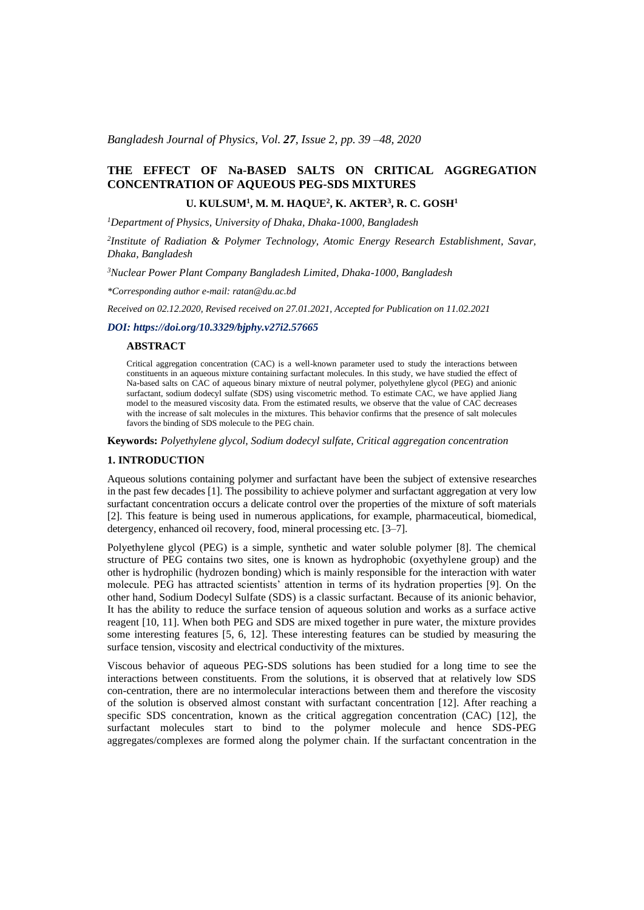# THE EFFECT OF Na-BASED SALTS ON CRITICAL AGGREGATION CONCENTRATION OF AQUEOUS PEG-SDS MIXTURES

**U. KULSUM[1], M. M. HAQUE[2], K. AKTER[3], R. C. GOSH[1]**

*[1]Department of Physics, University of Dhaka, Dhaka-1000, Bangladesh*

*[2]Institute of Radiation & Polymer Technology, Atomic Energy Research Establishment, Savar, Dhaka, Bangladesh*

*[3]Nuclear Power Plant Company Bangladesh Limited, Dhaka-1000, Bangladesh*

*\*Corresponding author e-mail: ratan@du.ac.bd*

*Received on 02.12.2020, Revised received on 27.01.2021, Accepted for Publication on 11.02.2021*

***DOI: https://doi.org/10.3329/bjphy.v27i2.57665***

## ABSTRACT

Critical aggregation concentration (CAC) is a well-known parameter used to study the interactions between constituents in an aqueous mixture containing surfactant molecules. In this study, we have studied the effect of Na-based salts on CAC of aqueous binary mixture of neutral polymer, polyethylene glycol (PEG) and anionic surfactant, sodium dodecyl sulfate (SDS) using viscometric method. To estimate CAC, we have applied Jiang model to the measured viscosity data. From the estimated results, we observe that the value of CAC decreases with the increase of salt molecules in the mixtures. This behavior confirms that the presence of salt molecules favors the binding of SDS molecule to the PEG chain.

**Keywords:** *Polyethylene glycol, Sodium dodecyl sulfate, Critical aggregation concentration*

## 1. INTRODUCTION

Aqueous solutions containing polymer and surfactant have been the subject of extensive researches in the past few decades [1]. The possibility to achieve polymer and surfactant aggregation at very low surfactant concentration occurs a delicate control over the properties of the mixture of soft materials [2]. This feature is being used in numerous applications, for example, pharmaceutical, biomedical, detergency, enhanced oil recovery, food, mineral processing etc. [3–7].

Polyethylene glycol (PEG) is a simple, synthetic and water soluble polymer [8]. The chemical structure of PEG contains two sites, one is known as hydrophobic (oxyethylene group) and the other is hydrophilic (hydrozen bonding) which is mainly responsible for the interaction with water molecule. PEG has attracted scientists' attention in terms of its hydration properties [9]. On the other hand, Sodium Dodecyl Sulfate (SDS) is a classic surfactant. Because of its anionic behavior, It has the ability to reduce the surface tension of aqueous solution and works as a surface active reagent [10, 11]. When both PEG and SDS are mixed together in pure water, the mixture provides some interesting features [5, 6, 12]. These interesting features can be studied by measuring the surface tension, viscosity and electrical conductivity of the mixtures.

Viscous behavior of aqueous PEG-SDS solutions has been studied for a long time to see the interactions between constituents. From the solutions, it is observed that at relatively low SDS con-centration, there are no intermolecular interactions between them and therefore the viscosity of the solution is observed almost constant with surfactant concentration [12]. After reaching a specific SDS concentration, known as the critical aggregation concentration (CAC) [12], the surfactant molecules start to bind to the polymer molecule and hence SDS-PEG aggregates/complexes are formed along the polymer chain. If the surfactant concentration in the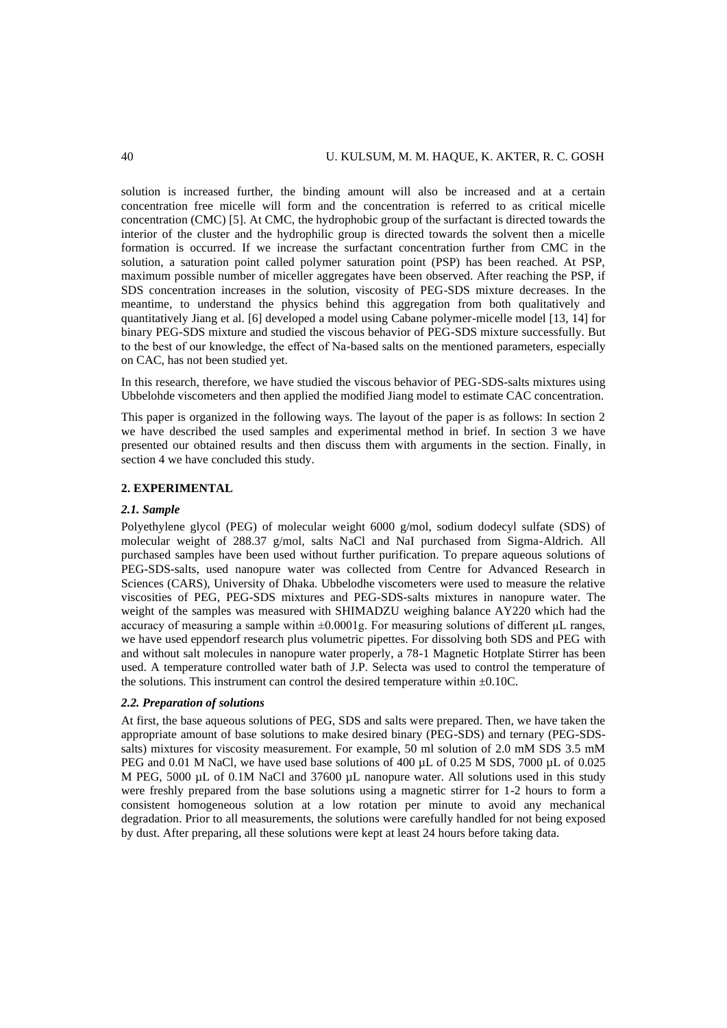solution is increased further, the binding amount will also be increased and at a certain concentration free micelle will form and the concentration is referred to as critical micelle concentration (CMC) [5]. At CMC, the hydrophobic group of the surfactant is directed towards the interior of the cluster and the hydrophilic group is directed towards the solvent then a micelle formation is occurred. If we increase the surfactant concentration further from CMC in the solution, a saturation point called polymer saturation point (PSP) has been reached. At PSP, maximum possible number of miceller aggregates have been observed. After reaching the PSP, if SDS concentration increases in the solution, viscosity of PEG-SDS mixture decreases. In the meantime, to understand the physics behind this aggregation from both qualitatively and quantitatively Jiang et al. [6] developed a model using Cabane polymer-micelle model [13, 14] for binary PEG-SDS mixture and studied the viscous behavior of PEG-SDS mixture successfully. But to the best of our knowledge, the effect of Na-based salts on the mentioned parameters, especially on CAC, has not been studied yet.

In this research, therefore, we have studied the viscous behavior of PEG-SDS-salts mixtures using Ubbelohde viscometers and then applied the modified Jiang model to estimate CAC concentration.

This paper is organized in the following ways. The layout of the paper is as follows: In section 2 we have described the used samples and experimental method in brief. In section 3 we have presented our obtained results and then discuss them with arguments in the section. Finally, in section 4 we have concluded this study.

## 2. EXPERIMENTAL

### *2.1. Sample*

Polyethylene glycol (PEG) of molecular weight 6000 g/mol, sodium dodecyl sulfate (SDS) of molecular weight of 288.37 g/mol, salts NaCl and NaI purchased from Sigma-Aldrich. All purchased samples have been used without further purification. To prepare aqueous solutions of PEG-SDS-salts, used nanopure water was collected from Centre for Advanced Research in Sciences (CARS), University of Dhaka. Ubbelodhe viscometers were used to measure the relative viscosities of PEG, PEG-SDS mixtures and PEG-SDS-salts mixtures in nanopure water. The weight of the samples was measured with SHIMADZU weighing balance AY220 which had the accuracy of measuring a sample within ±0.0001g. For measuring solutions of different μL ranges, we have used eppendorf research plus volumetric pipettes. For dissolving both SDS and PEG with and without salt molecules in nanopure water properly, a 78-1 Magnetic Hotplate Stirrer has been used. A temperature controlled water bath of J.P. Selecta was used to control the temperature of the solutions. This instrument can control the desired temperature within ±0.10C.

### *2.2. Preparation of solutions*

At first, the base aqueous solutions of PEG, SDS and salts were prepared. Then, we have taken the appropriate amount of base solutions to make desired binary (PEG-SDS) and ternary (PEG-SDS-salts) mixtures for viscosity measurement. For example, 50 ml solution of 2.0 mM SDS 3.5 mM PEG and 0.01 M NaCl, we have used base solutions of 400 μL of 0.25 M SDS, 7000 μL of 0.025 M PEG, 5000 μL of 0.1M NaCl and 37600 μL nanopure water. All solutions used in this study were freshly prepared from the base solutions using a magnetic stirrer for 1-2 hours to form a consistent homogeneous solution at a low rotation per minute to avoid any mechanical degradation. Prior to all measurements, the solutions were carefully handled for not being exposed by dust. After preparing, all these solutions were kept at least 24 hours before taking data.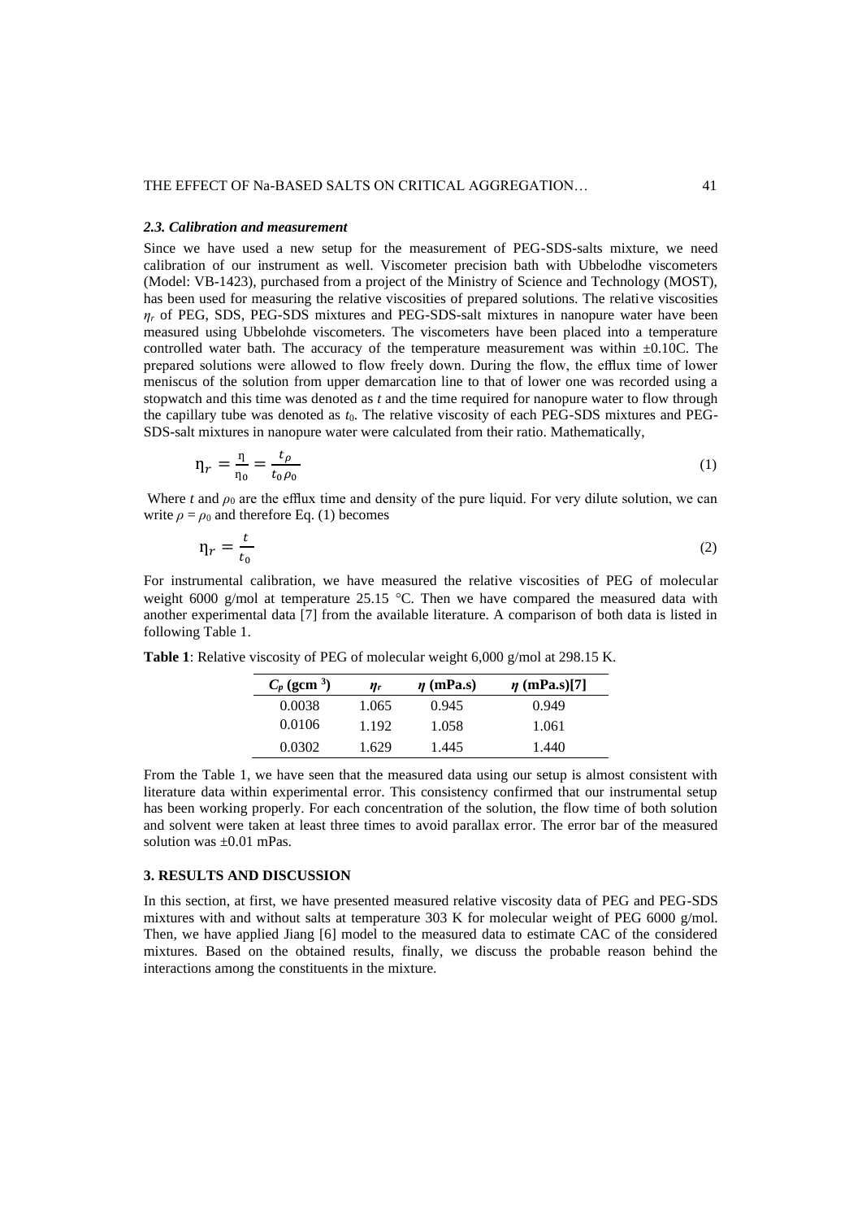### 2.3. Calibration and measurement

Since we have used a new setup for the measurement of PEG-SDS-salts mixture, we need calibration of our instrument as well. Viscometer precision bath with Ubbelodhe viscometers (Model: VB-1423), purchased from a project of the Ministry of Science and Technology (MOST), has been used for measuring the relative viscosities of prepared solutions. The relative viscosities $\eta_r$ of PEG, SDS, PEG-SDS mixtures and PEG-SDS-salt mixtures in nanopure water have been measured using Ubbelohde viscometers. The viscometers have been placed into a temperature controlled water bath. The accuracy of the temperature measurement was within ±0.10C. The prepared solutions were allowed to flow freely down. During the flow, the efflux time of lower meniscus of the solution from upper demarcation line to that of lower one was recorded using a stopwatch and this time was denoted as $t$ and the time required for nanopure water to flow through the capillary tube was denoted as $t_0$. The relative viscosity of each PEG-SDS mixtures and PEG-SDS-salt mixtures in nanopure water were calculated from their ratio. Mathematically,

$$\eta_r = \frac{\eta}{\eta_0} = \frac{t_\rho}{t_0 \rho_0} \tag{1}$$

Where $t$ and $\rho_0$ are the efflux time and density of the pure liquid. For very dilute solution, we can write $\rho = \rho_0$ and therefore Eq. (1) becomes

$$\eta_r = \frac{t}{t_0} \tag{2}$$

For instrumental calibration, we have measured the relative viscosities of PEG of molecular weight 6000 g/mol at temperature 25.15 °C. Then we have compared the measured data with another experimental data [7] from the available literature. A comparison of both data is listed in following Table 1.

**Table 1**: Relative viscosity of PEG of molecular weight 6,000 g/mol at 298.15 K.

| $C_p$ (gcm $^{3}$) | $\eta_r$ | $\eta$ (mPa.s) | $\eta$ (mPa.s)[7] |
|---|---|---|---|
| 0.0038 | 1.065 | 0.945 | 0.949 |
| 0.0106 | 1.192 | 1.058 | 1.061 |
| 0.0302 | 1.629 | 1.445 | 1.440 |

From the Table 1, we have seen that the measured data using our setup is almost consistent with literature data within experimental error. This consistency confirmed that our instrumental setup has been working properly. For each concentration of the solution, the flow time of both solution and solvent were taken at least three times to avoid parallax error. The error bar of the measured solution was ±0.01 mPas.

## 3. RESULTS AND DISCUSSION

In this section, at first, we have presented measured relative viscosity data of PEG and PEG-SDS mixtures with and without salts at temperature 303 K for molecular weight of PEG 6000 g/mol. Then, we have applied Jiang [6] model to the measured data to estimate CAC of the considered mixtures. Based on the obtained results, finally, we discuss the probable reason behind the interactions among the constituents in the mixture.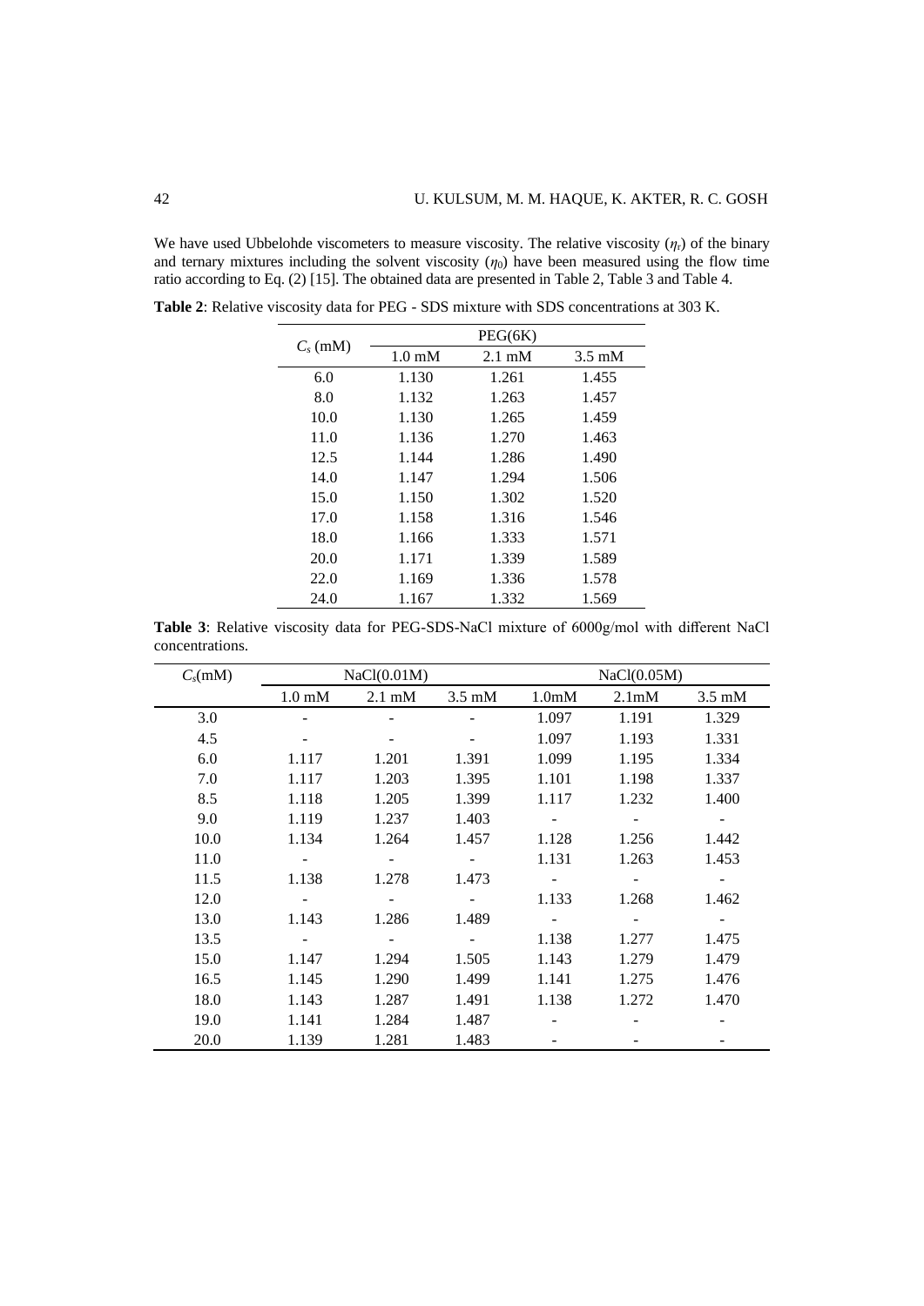We have used Ubbelohde viscometers to measure viscosity. The relative viscosity ($\eta_r$) of the binary and ternary mixtures including the solvent viscosity ($\eta_0$) have been measured using the flow time ratio according to Eq. (2) [15]. The obtained data are presented in Table 2, Table 3 and Table 4.

**Table 2**: Relative viscosity data for PEG - SDS mixture with SDS concentrations at 303 K.

| $C_s$ (mM) | PEG(6K) | | |
|---|---|---|---|
| | 1.0 mM | 2.1 mM | 3.5 mM |
| 6.0 | 1.130 | 1.261 | 1.455 |
| 8.0 | 1.132 | 1.263 | 1.457 |
| 10.0 | 1.130 | 1.265 | 1.459 |
| 11.0 | 1.136 | 1.270 | 1.463 |
| 12.5 | 1.144 | 1.286 | 1.490 |
| 14.0 | 1.147 | 1.294 | 1.506 |
| 15.0 | 1.150 | 1.302 | 1.520 |
| 17.0 | 1.158 | 1.316 | 1.546 |
| 18.0 | 1.166 | 1.333 | 1.571 |
| 20.0 | 1.171 | 1.339 | 1.589 |
| 22.0 | 1.169 | 1.336 | 1.578 |
| 24.0 | 1.167 | 1.332 | 1.569 |

**Table 3**: Relative viscosity data for PEG-SDS-NaCl mixture of 6000g/mol with different NaCl concentrations.

| $C_s$(mM) | NaCl(0.01M) | | | NaCl(0.05M) | | |
|---|---|---|---|---|---|---|
| | 1.0 mM | 2.1 mM | 3.5 mM | 1.0mM | 2.1mM | 3.5 mM |
| 3.0 | - | - | - | 1.097 | 1.191 | 1.329 |
| 4.5 | - | - | - | 1.097 | 1.193 | 1.331 |
| 6.0 | 1.117 | 1.201 | 1.391 | 1.099 | 1.195 | 1.334 |
| 7.0 | 1.117 | 1.203 | 1.395 | 1.101 | 1.198 | 1.337 |
| 8.5 | 1.118 | 1.205 | 1.399 | 1.117 | 1.232 | 1.400 |
| 9.0 | 1.119 | 1.237 | 1.403 | - | - | - |
| 10.0 | 1.134 | 1.264 | 1.457 | 1.128 | 1.256 | 1.442 |
| 11.0 | - | - | - | 1.131 | 1.263 | 1.453 |
| 11.5 | 1.138 | 1.278 | 1.473 | - | - | - |
| 12.0 | - | - | - | 1.133 | 1.268 | 1.462 |
| 13.0 | 1.143 | 1.286 | 1.489 | - | - | - |
| 13.5 | - | - | - | 1.138 | 1.277 | 1.475 |
| 15.0 | 1.147 | 1.294 | 1.505 | 1.143 | 1.279 | 1.479 |
| 16.5 | 1.145 | 1.290 | 1.499 | 1.141 | 1.275 | 1.476 |
| 18.0 | 1.143 | 1.287 | 1.491 | 1.138 | 1.272 | 1.470 |
| 19.0 | 1.141 | 1.284 | 1.487 | - | - | - |
| 20.0 | 1.139 | 1.281 | 1.483 | - | - | - |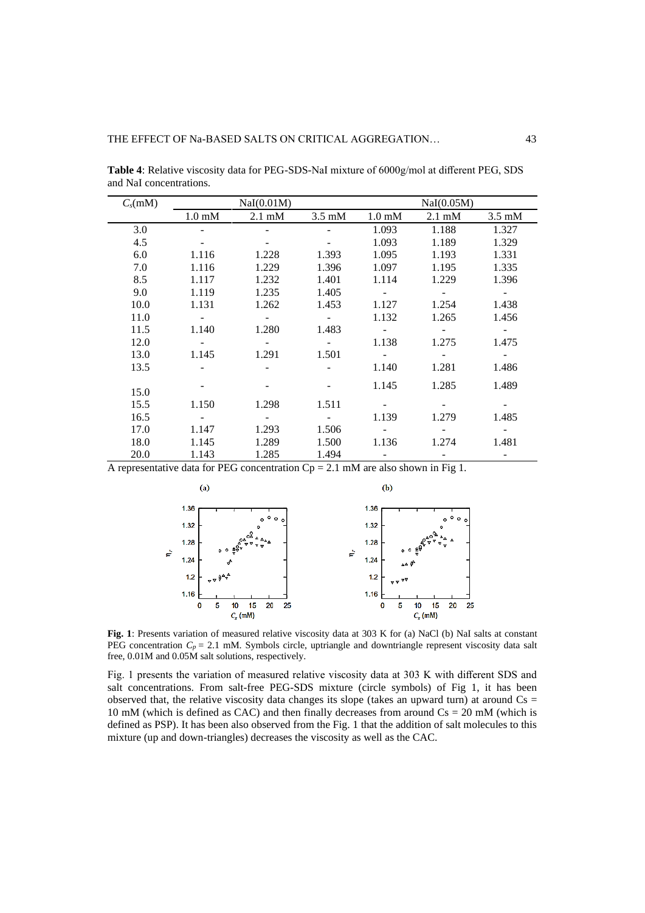**Table 4**: Relative viscosity data for PEG-SDS-NaI mixture of 6000g/mol at different PEG, SDS and NaI concentrations.

| $C_s$(mM) | NaI(0.01M) | | | NaI(0.05M) | | |
|---|---|---|---|---|---|---|
| | 1.0 mM | 2.1 mM | 3.5 mM | 1.0 mM | 2.1 mM | 3.5 mM |
| 3.0 | - | - | - | 1.093 | 1.188 | 1.327 |
| 4.5 | - | - | - | 1.093 | 1.189 | 1.329 |
| 6.0 | 1.116 | 1.228 | 1.393 | 1.095 | 1.193 | 1.331 |
| 7.0 | 1.116 | 1.229 | 1.396 | 1.097 | 1.195 | 1.335 |
| 8.5 | 1.117 | 1.232 | 1.401 | 1.114 | 1.229 | 1.396 |
| 9.0 | 1.119 | 1.235 | 1.405 | - | - | - |
| 10.0 | 1.131 | 1.262 | 1.453 | 1.127 | 1.254 | 1.438 |
| 11.0 | - | - | - | 1.132 | 1.265 | 1.456 |
| 11.5 | 1.140 | 1.280 | 1.483 | - | - | - |
| 12.0 | - | - | - | 1.138 | 1.275 | 1.475 |
| 13.0 | 1.145 | 1.291 | 1.501 | - | - | - |
| 13.5 | - | - | - | 1.140 | 1.281 | 1.486 |
| 15.0 | - | - | - | 1.145 | 1.285 | 1.489 |
| 15.5 | 1.150 | 1.298 | 1.511 | - | - | - |
| 16.5 | - | - | - | 1.139 | 1.279 | 1.485 |
| 17.0 | 1.147 | 1.293 | 1.506 | - | - | - |
| 18.0 | 1.145 | 1.289 | 1.500 | 1.136 | 1.274 | 1.481 |
| 20.0 | 1.143 | 1.285 | 1.494 | - | - | - |

A representative data for PEG concentration Cp = 2.1 mM are also shown in Fig 1.

**Fig. 1**: Presents variation of measured relative viscosity data at 303 K for (a) NaCl (b) NaI salts at constant PEG concentration $C_p$ = 2.1 mM. Symbols circle, uptriangle and downtriangle represent viscosity data salt free, 0.01M and 0.05M salt solutions, respectively.

Fig. 1 presents the variation of measured relative viscosity data at 303 K with different SDS and salt concentrations. From salt-free PEG-SDS mixture (circle symbols) of Fig 1, it has been observed that, the relative viscosity data changes its slope (takes an upward turn) at around Cs = 10 mM (which is defined as CAC) and then finally decreases from around Cs = 20 mM (which is defined as PSP). It has been also observed from the Fig. 1 that the addition of salt molecules to this mixture (up and down-triangles) decreases the viscosity as well as the CAC.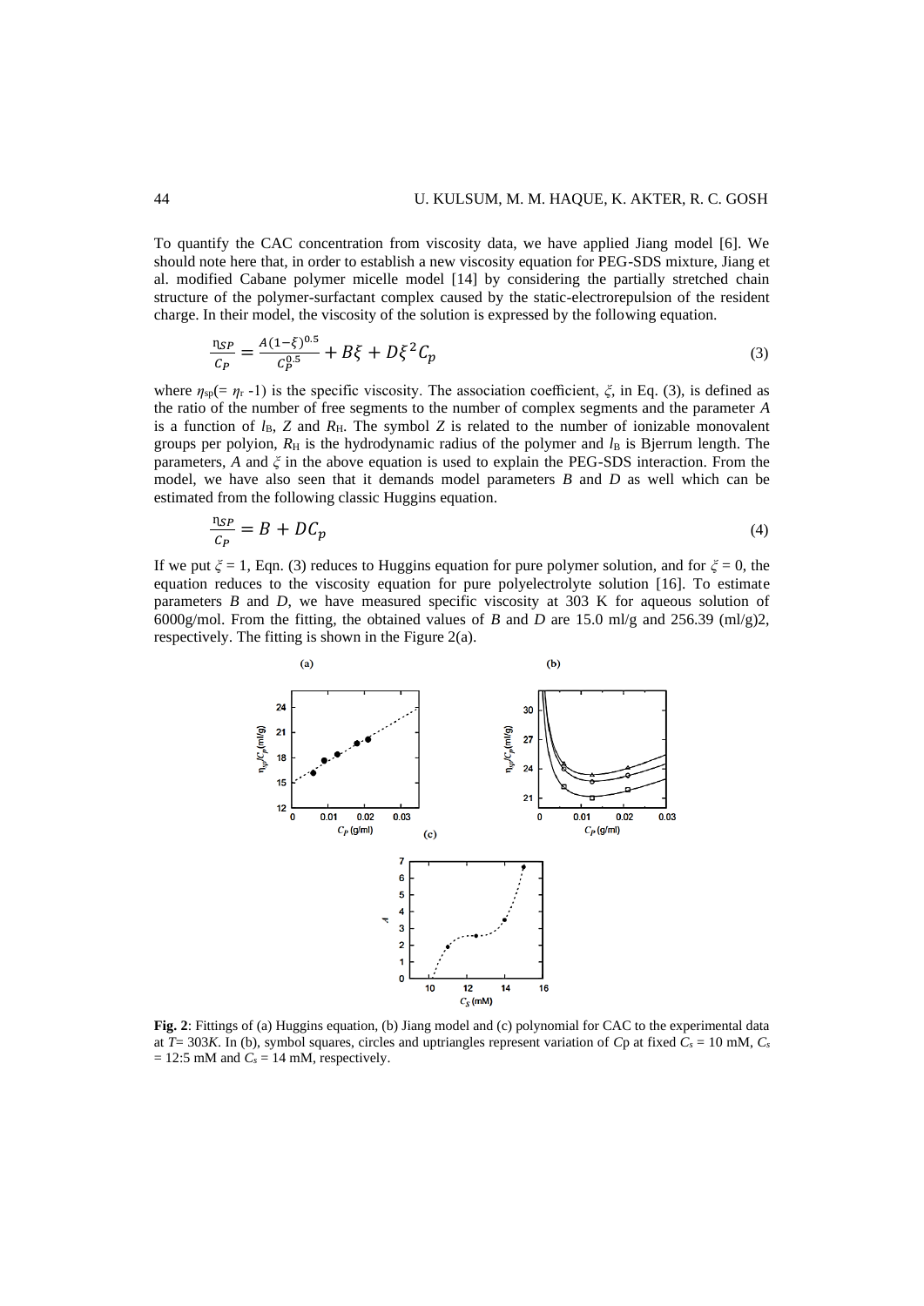To quantify the CAC concentration from viscosity data, we have applied Jiang model [6]. We should note here that, in order to establish a new viscosity equation for PEG-SDS mixture, Jiang et al. modified Cabane polymer micelle model [14] by considering the partially stretched chain structure of the polymer-surfactant complex caused by the static-electrorepulsion of the resident charge. In their model, the viscosity of the solution is expressed by the following equation.

$$\frac{\eta_{SP}}{C_P} = \frac{A(1-\xi)^{0.5}}{C_P^{0.5}} + B\xi + D\xi^2 C_p \tag{3}$$

where $\eta_{sp}(= \eta_r - 1)$ is the specific viscosity. The association coefficient, $\xi$, in Eq. (3), is defined as the ratio of the number of free segments to the number of complex segments and the parameter $A$ is a function of $l_B$, $Z$ and $R_H$. The symbol $Z$ is related to the number of ionizable monovalent groups per polyion, $R_H$ is the hydrodynamic radius of the polymer and $l_B$ is Bjerrum length. The parameters, $A$ and $\xi$ in the above equation is used to explain the PEG-SDS interaction. From the model, we have also seen that it demands model parameters $B$ and $D$ as well which can be estimated from the following classic Huggins equation.

$$\frac{\eta_{SP}}{C_P} = B + DC_p \tag{4}$$

If we put $\xi = 1$, Eqn. (3) reduces to Huggins equation for pure polymer solution, and for $\xi = 0$, the equation reduces to the viscosity equation for pure polyelectrolyte solution [16]. To estimate parameters $B$ and $D$, we have measured specific viscosity at 303 K for aqueous solution of 6000g/mol. From the fitting, the obtained values of $B$ and $D$ are 15.0 ml/g and 256.39 (ml/g)2, respectively. The fitting is shown in the Figure 2(a).

**Fig. 2**: Fittings of (a) Huggins equation, (b) Jiang model and (c) polynomial for CAC to the experimental data at $T$= 303$K$. In (b), symbol squares, circles and uptriangles represent variation of $C$p at fixed $C_s$ = 10 mM, $C_s$ = 12:5 mM and $C_s$ = 14 mM, respectively.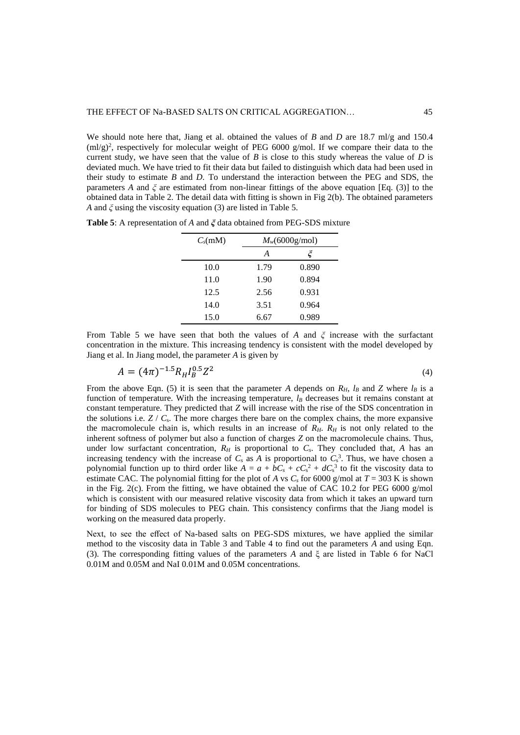We should note here that, Jiang et al. obtained the values of $B$ and $D$ are 18.7 ml/g and 150.4 $(ml/g)^2$, respectively for molecular weight of PEG 6000 g/mol. If we compare their data to the current study, we have seen that the value of $B$ is close to this study whereas the value of $D$ is deviated much. We have tried to fit their data but failed to distinguish which data had been used in their study to estimate $B$ and $D$. To understand the interaction between the PEG and SDS, the parameters $A$ and $\xi$ are estimated from non-linear fittings of the above equation [Eq. (3)] to the obtained data in Table 2. The detail data with fitting is shown in Fig 2(b). The obtained parameters $A$ and $\xi$ using the viscosity equation (3) are listed in Table 5.

**Table 5**: A representation of $A$ and $\xi$ data obtained from PEG-SDS mixture

| $C_s$(mM) | $M_w$(6000g/mol) | |
|---|---|---|
| | $A$ | $\xi$ |
| 10.0 | 1.79 | 0.890 |
| 11.0 | 1.90 | 0.894 |
| 12.5 | 2.56 | 0.931 |
| 14.0 | 3.51 | 0.964 |
| 15.0 | 6.67 | 0.989 |

From Table 5 we have seen that both the values of $A$ and $\xi$ increase with the surfactant concentration in the mixture. This increasing tendency is consistent with the model developed by Jiang et al. In Jiang model, the parameter $A$ is given by

$$A = (4\pi)^{-1.5} R_H l_B^{0.5} Z^2 \tag{4}$$

From the above Eqn. (5) it is seen that the parameter $A$ depends on $R_H$, $l_B$ and $Z$ where $l_B$ is a function of temperature. With the increasing temperature, $l_B$ decreases but it remains constant at constant temperature. They predicted that $Z$ will increase with the rise of the SDS concentration in the solutions i.e. $Z$ / $C_s$. The more charges there bare on the complex chains, the more expansive the macromolecule chain is, which results in an increase of $R_H$. $R_H$ is not only related to the inherent softness of polymer but also a function of charges $Z$ on the macromolecule chains. Thus, under low surfactant concentration, $R_H$ is proportional to $C_s$. They concluded that, $A$ has an increasing tendency with the increase of $C_s$ as $A$ is proportional to $C_s^3$. Thus, we have chosen a polynomial function up to third order like $A = a + bC_s + cC_s^2 + dC_s^3$ to fit the viscosity data to estimate CAC. The polynomial fitting for the plot of $A$ vs $C_s$ for 6000 g/mol at $T$ = 303 K is shown in the Fig. 2(c). From the fitting, we have obtained the value of CAC 10.2 for PEG 6000 g/mol which is consistent with our measured relative viscosity data from which it takes an upward turn for binding of SDS molecules to PEG chain. This consistency confirms that the Jiang model is working on the measured data properly.

Next, to see the effect of Na-based salts on PEG-SDS mixtures, we have applied the similar method to the viscosity data in Table 3 and Table 4 to find out the parameters $A$ and using Eqn. (3). The corresponding fitting values of the parameters $A$ and $\xi$ are listed in Table 6 for NaCl 0.01M and 0.05M and NaI 0.01M and 0.05M concentrations.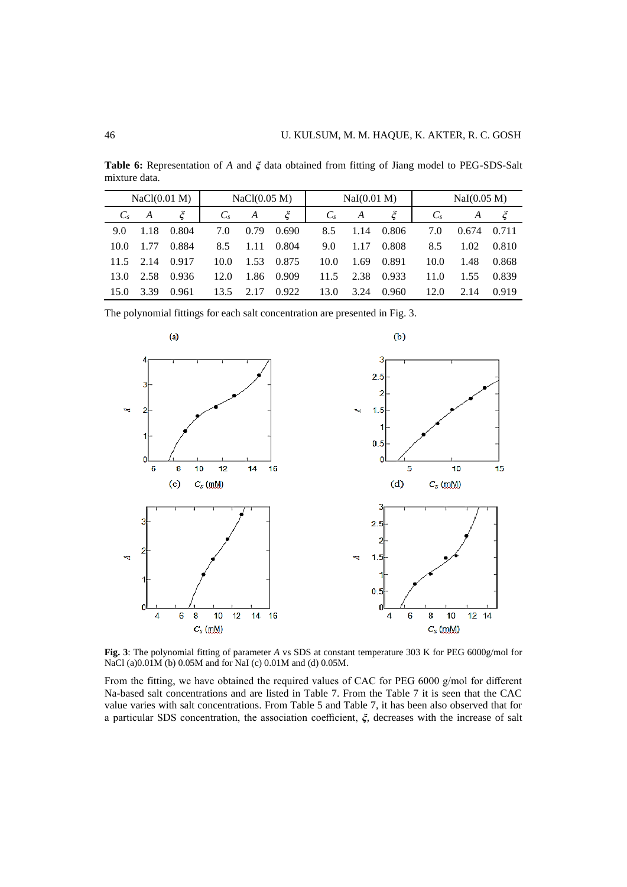**Table 6:** Representation of $A$ and $\xi$ data obtained from fitting of Jiang model to PEG-SDS-Salt mixture data.

| NaCl(0.01 M) | | | NaCl(0.05 M) | | | NaI(0.01 M) | | | NaI(0.05 M) | | |
|---|---|---|---|---|---|---|---|---|---|---|---|
| $C_s$ | $A$ | $\xi$ | $C_s$ | $A$ | $\xi$ | $C_s$ | $A$ | $\xi$ | $C_s$ | $A$ | $\xi$ |
| 9.0 | 1.18 | 0.804 | 7.0 | 0.79 | 0.690 | 8.5 | 1.14 | 0.806 | 7.0 | 0.674 | 0.711 |
| 10.0 | 1.77 | 0.884 | 8.5 | 1.11 | 0.804 | 9.0 | 1.17 | 0.808 | 8.5 | 1.02 | 0.810 |
| 11.5 | 2.14 | 0.917 | 10.0 | 1.53 | 0.875 | 10.0 | 1.69 | 0.891 | 10.0 | 1.48 | 0.868 |
| 13.0 | 2.58 | 0.936 | 12.0 | 1.86 | 0.909 | 11.5 | 2.38 | 0.933 | 11.0 | 1.55 | 0.839 |
| 15.0 | 3.39 | 0.961 | 13.5 | 2.17 | 0.922 | 13.0 | 3.24 | 0.960 | 12.0 | 2.14 | 0.919 |

The polynomial fittings for each salt concentration are presented in Fig. 3.

**Fig. 3**: The polynomial fitting of parameter $A$ vs SDS at constant temperature 303 K for PEG 6000g/mol for NaCl (a)0.01M (b) 0.05M and for NaI (c) 0.01M and (d) 0.05M.

From the fitting, we have obtained the required values of CAC for PEG 6000 g/mol for different Na-based salt concentrations and are listed in Table 7. From the Table 7 it is seen that the CAC value varies with salt concentrations. From Table 5 and Table 7, it has been also observed that for a particular SDS concentration, the association coefficient, $\xi$, decreases with the increase of salt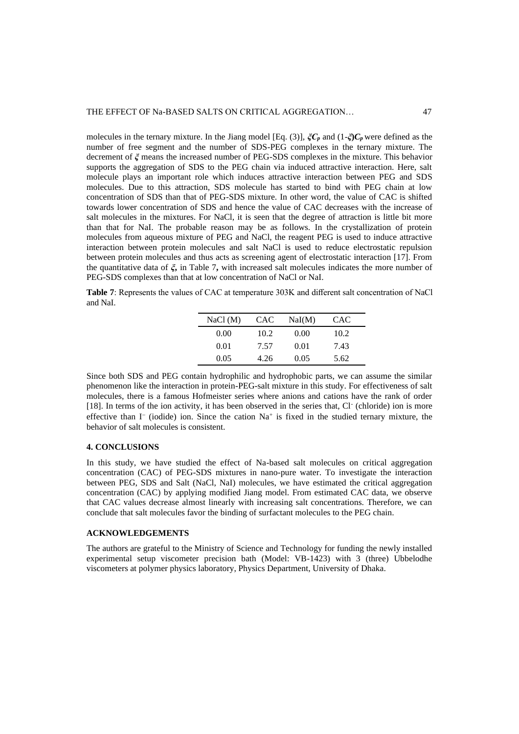molecules in the ternary mixture. In the Jiang model [Eq. (3)], $\xi C_p$ and $(1\text{-}\xi)C_p$ were defined as the number of free segment and the number of SDS-PEG complexes in the ternary mixture. The decrement of $\xi$ means the increased number of PEG-SDS complexes in the mixture. This behavior supports the aggregation of SDS to the PEG chain via induced attractive interaction. Here, salt molecule plays an important role which induces attractive interaction between PEG and SDS molecules. Due to this attraction, SDS molecule has started to bind with PEG chain at low concentration of SDS than that of PEG-SDS mixture. In other word, the value of CAC is shifted towards lower concentration of SDS and hence the value of CAC decreases with the increase of salt molecules in the mixtures. For NaCl, it is seen that the degree of attraction is little bit more than that for NaI. The probable reason may be as follows. In the crystallization of protein molecules from aqueous mixture of PEG and NaCl, the reagent PEG is used to induce attractive interaction between protein molecules and salt NaCl is used to reduce electrostatic repulsion between protein molecules and thus acts as screening agent of electrostatic interaction [17]. From the quantitative data of $\xi$**,** in Table 7**,** with increased salt molecules indicates the more number of PEG-SDS complexes than that at low concentration of NaCl or NaI.

**Table 7**: Represents the values of CAC at temperature 303K and different salt concentration of NaCl and NaI.

| NaCl (M) | CAC | NaI(M) | CAC |
|---|---|---|---|
| 0.00 | 10.2 | 0.00 | 10.2 |
| 0.01 | 7.57 | 0.01 | 7.43 |
| 0.05 | 4.26 | 0.05 | 5.62 |

Since both SDS and PEG contain hydrophilic and hydrophobic parts, we can assume the similar phenomenon like the interaction in protein-PEG-salt mixture in this study. For effectiveness of salt molecules, there is a famous Hofmeister series where anions and cations have the rank of order [18]. In terms of the ion activity, it has been observed in the series that, $Cl^-$ (chloride) ion is more effective than $I^-$ (iodide) ion. Since the cation $Na^+$ is fixed in the studied ternary mixture, the behavior of salt molecules is consistent.

## 4. CONCLUSIONS

In this study, we have studied the effect of Na-based salt molecules on critical aggregation concentration (CAC) of PEG-SDS mixtures in nano-pure water. To investigate the interaction between PEG, SDS and Salt (NaCl, NaI) molecules, we have estimated the critical aggregation concentration (CAC) by applying modified Jiang model. From estimated CAC data, we observe that CAC values decrease almost linearly with increasing salt concentrations. Therefore, we can conclude that salt molecules favor the binding of surfactant molecules to the PEG chain.

## ACKNOWLEDGEMENTS

The authors are grateful to the Ministry of Science and Technology for funding the newly installed experimental setup viscometer precision bath (Model: VB-1423) with 3 (three) Ubbelodhe viscometers at polymer physics laboratory, Physics Department, University of Dhaka.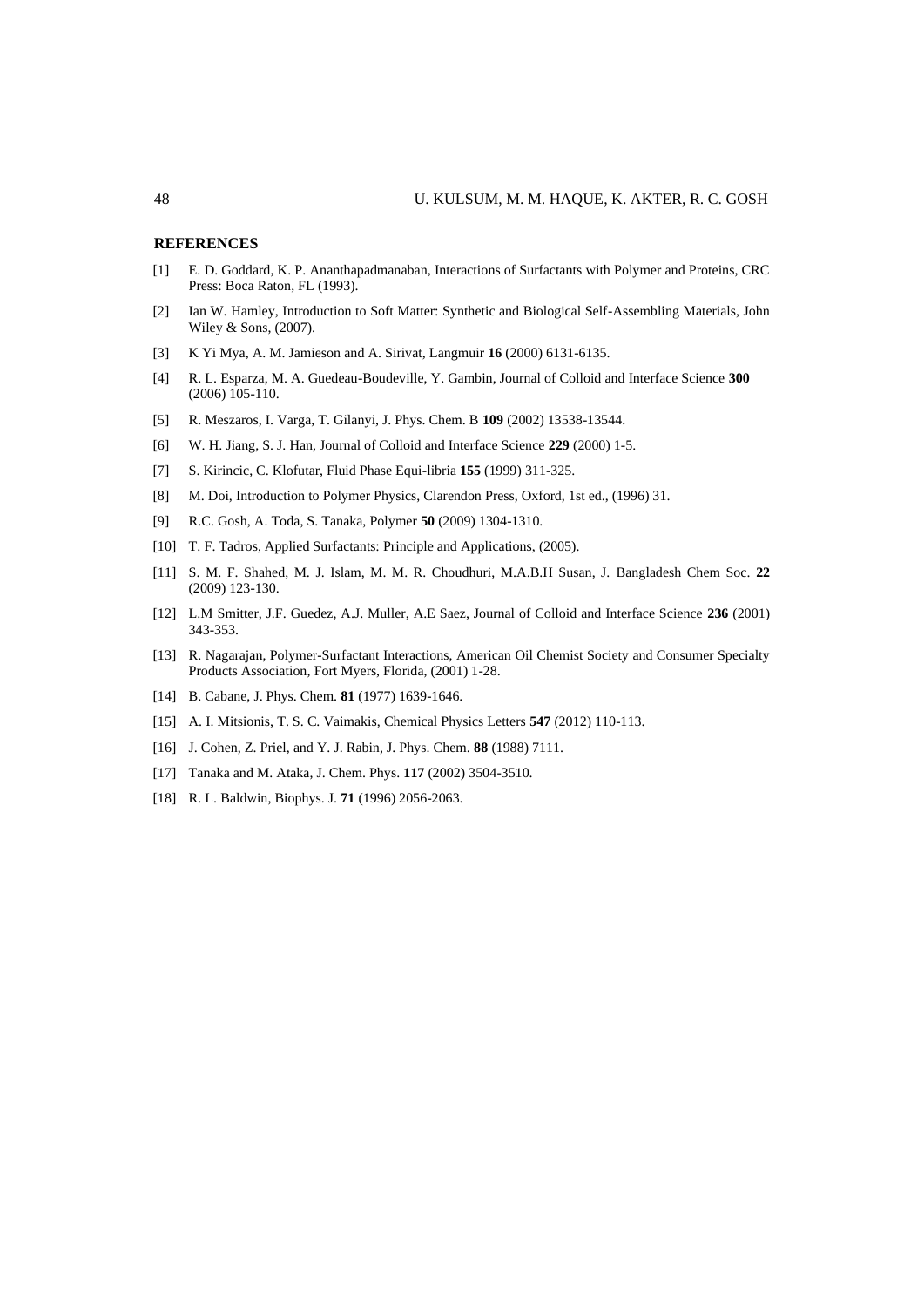**REFERENCES**

[1] E. D. Goddard, K. P. Ananthapadmanaban, Interactions of Surfactants with Polymer and Proteins, CRC Press: Boca Raton, FL (1993).

[2] Ian W. Hamley, Introduction to Soft Matter: Synthetic and Biological Self-Assembling Materials, John Wiley & Sons, (2007).

[3] K Yi Mya, A. M. Jamieson and A. Sirivat, Langmuir **16** (2000) 6131-6135.

[4] R. L. Esparza, M. A. Guedeau-Boudeville, Y. Gambin, Journal of Colloid and Interface Science **300** (2006) 105-110.

[5] R. Meszaros, I. Varga, T. Gilanyi, J. Phys. Chem. B **109** (2002) 13538-13544.

[6] W. H. Jiang, S. J. Han, Journal of Colloid and Interface Science **229** (2000) 1-5.

[7] S. Kirincic, C. Klofutar, Fluid Phase Equi-libria **155** (1999) 311-325.

[8] M. Doi, Introduction to Polymer Physics, Clarendon Press, Oxford, 1st ed., (1996) 31.

[9] R.C. Gosh, A. Toda, S. Tanaka, Polymer **50** (2009) 1304-1310.

[10] T. F. Tadros, Applied Surfactants: Principle and Applications, (2005).

[11] S. M. F. Shahed, M. J. Islam, M. M. R. Choudhuri, M.A.B.H Susan, J. Bangladesh Chem Soc. **22** (2009) 123-130.

[12] L.M Smitter, J.F. Guedez, A.J. Muller, A.E Saez, Journal of Colloid and Interface Science **236** (2001) 343-353.

[13] R. Nagarajan, Polymer-Surfactant Interactions, American Oil Chemist Society and Consumer Specialty Products Association, Fort Myers, Florida, (2001) 1-28.

[14] B. Cabane, J. Phys. Chem. **81** (1977) 1639-1646.

[15] A. I. Mitsionis, T. S. C. Vaimakis, Chemical Physics Letters **547** (2012) 110-113.

[16] J. Cohen, Z. Priel, and Y. J. Rabin, J. Phys. Chem. **88** (1988) 7111.

[17] Tanaka and M. Ataka, J. Chem. Phys. **117** (2002) 3504-3510.

[18] R. L. Baldwin, Biophys. J. **71** (1996) 2056-2063.